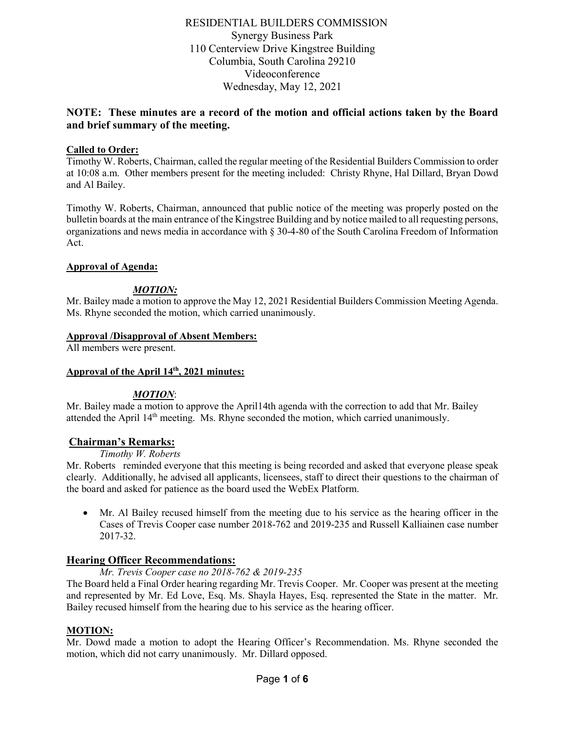RESIDENTIAL BUILDERS COMMISSION
Synergy Business Park
110 Centerview Drive Kingstree Building
Columbia, South Carolina 29210
Videoconference
Wednesday, May 12, 2021

**NOTE: These minutes are a record of the motion and official actions taken by the Board and brief summary of the meeting.**

**Called to Order:**

Timothy W. Roberts, Chairman, called the regular meeting of the Residential Builders Commission to order at 10:08 a.m. Other members present for the meeting included: Christy Rhyne, Hal Dillard, Bryan Dowd and Al Bailey.

Timothy W. Roberts, Chairman, announced that public notice of the meeting was properly posted on the bulletin boards at the main entrance of the Kingstree Building and by notice mailed to all requesting persons, organizations and news media in accordance with § 30-4-80 of the South Carolina Freedom of Information Act.

**Approval of Agenda:**

***MOTION:***

Mr. Bailey made a motion to approve the May 12, 2021 Residential Builders Commission Meeting Agenda. Ms. Rhyne seconded the motion, which carried unanimously.

**Approval /Disapproval of Absent Members:**

All members were present.

**Approval of the April 14th, 2021 minutes:**

***MOTION***:

Mr. Bailey made a motion to approve the April14th agenda with the correction to add that Mr. Bailey attended the April 14th meeting. Ms. Rhyne seconded the motion, which carried unanimously.

## Chairman's Remarks:

*Timothy W. Roberts*

Mr. Roberts reminded everyone that this meeting is being recorded and asked that everyone please speak clearly. Additionally, he advised all applicants, licensees, staff to direct their questions to the chairman of the board and asked for patience as the board used the WebEx Platform.

- Mr. Al Bailey recused himself from the meeting due to his service as the hearing officer in the Cases of Trevis Cooper case number 2018-762 and 2019-235 and Russell Kalliainen case number 2017-32.

## Hearing Officer Recommendations:

*Mr. Trevis Cooper case no 2018-762 & 2019-235*

The Board held a Final Order hearing regarding Mr. Trevis Cooper. Mr. Cooper was present at the meeting and represented by Mr. Ed Love, Esq. Ms. Shayla Hayes, Esq. represented the State in the matter. Mr. Bailey recused himself from the hearing due to his service as the hearing officer.

**MOTION:**

Mr. Dowd made a motion to adopt the Hearing Officer's Recommendation. Ms. Rhyne seconded the motion, which did not carry unanimously. Mr. Dillard opposed.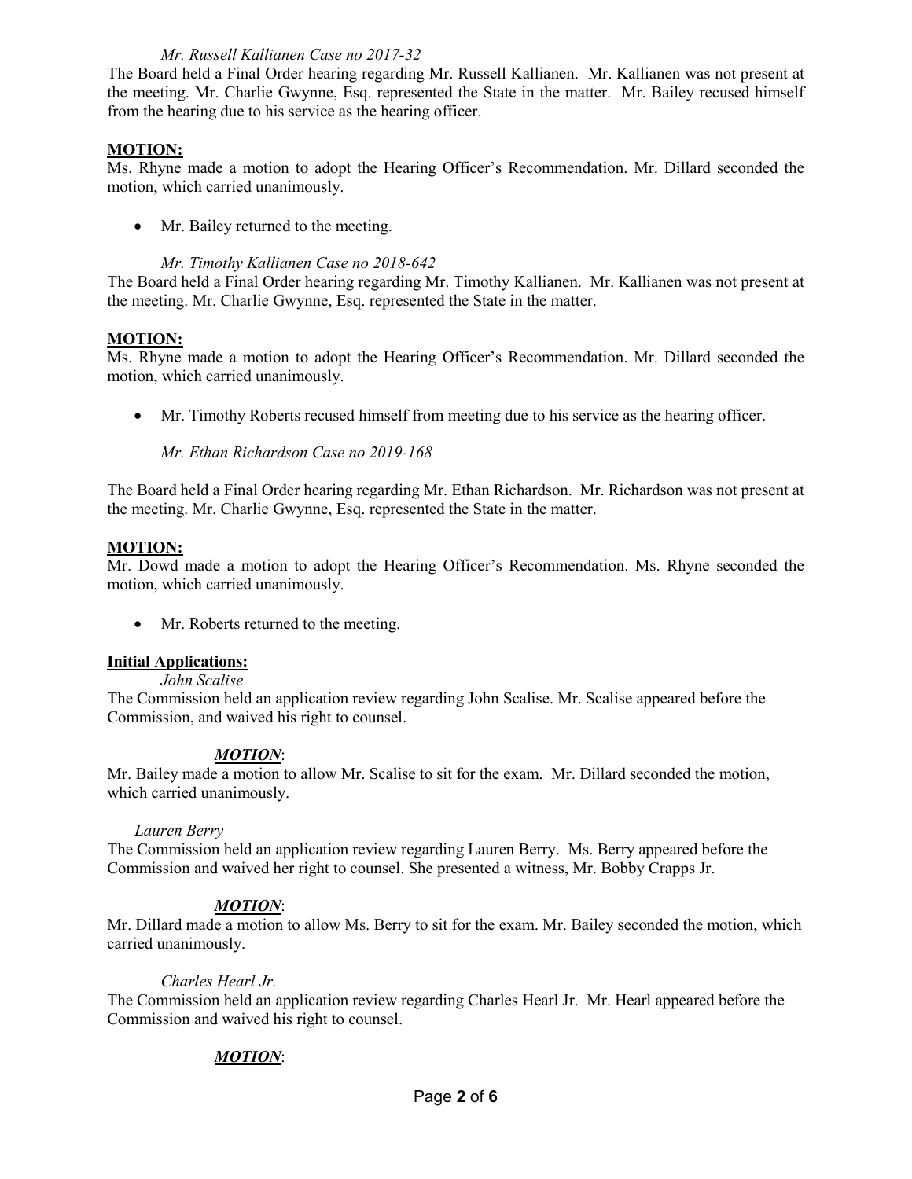*Mr. Russell Kallianen Case no 2017-32*

The Board held a Final Order hearing regarding Mr. Russell Kallianen. Mr. Kallianen was not present at the meeting. Mr. Charlie Gwynne, Esq. represented the State in the matter. Mr. Bailey recused himself from the hearing due to his service as the hearing officer.

**MOTION:**

Ms. Rhyne made a motion to adopt the Hearing Officer's Recommendation. Mr. Dillard seconded the motion, which carried unanimously.

- Mr. Bailey returned to the meeting.

*Mr. Timothy Kallianen Case no 2018-642*

The Board held a Final Order hearing regarding Mr. Timothy Kallianen. Mr. Kallianen was not present at the meeting. Mr. Charlie Gwynne, Esq. represented the State in the matter.

**MOTION:**

Ms. Rhyne made a motion to adopt the Hearing Officer's Recommendation. Mr. Dillard seconded the motion, which carried unanimously.

- Mr. Timothy Roberts recused himself from meeting due to his service as the hearing officer.

*Mr. Ethan Richardson Case no 2019-168*

The Board held a Final Order hearing regarding Mr. Ethan Richardson. Mr. Richardson was not present at the meeting. Mr. Charlie Gwynne, Esq. represented the State in the matter.

**MOTION:**

Mr. Dowd made a motion to adopt the Hearing Officer's Recommendation. Ms. Rhyne seconded the motion, which carried unanimously.

- Mr. Roberts returned to the meeting.

**Initial Applications:**

*John Scalise*

The Commission held an application review regarding John Scalise. Mr. Scalise appeared before the Commission, and waived his right to counsel.

***MOTION***:

Mr. Bailey made a motion to allow Mr. Scalise to sit for the exam. Mr. Dillard seconded the motion, which carried unanimously.

*Lauren Berry*

The Commission held an application review regarding Lauren Berry. Ms. Berry appeared before the Commission and waived her right to counsel. She presented a witness, Mr. Bobby Crapps Jr.

***MOTION***:

Mr. Dillard made a motion to allow Ms. Berry to sit for the exam. Mr. Bailey seconded the motion, which carried unanimously.

*Charles Hearl Jr.*

The Commission held an application review regarding Charles Hearl Jr. Mr. Hearl appeared before the Commission and waived his right to counsel.

***MOTION***: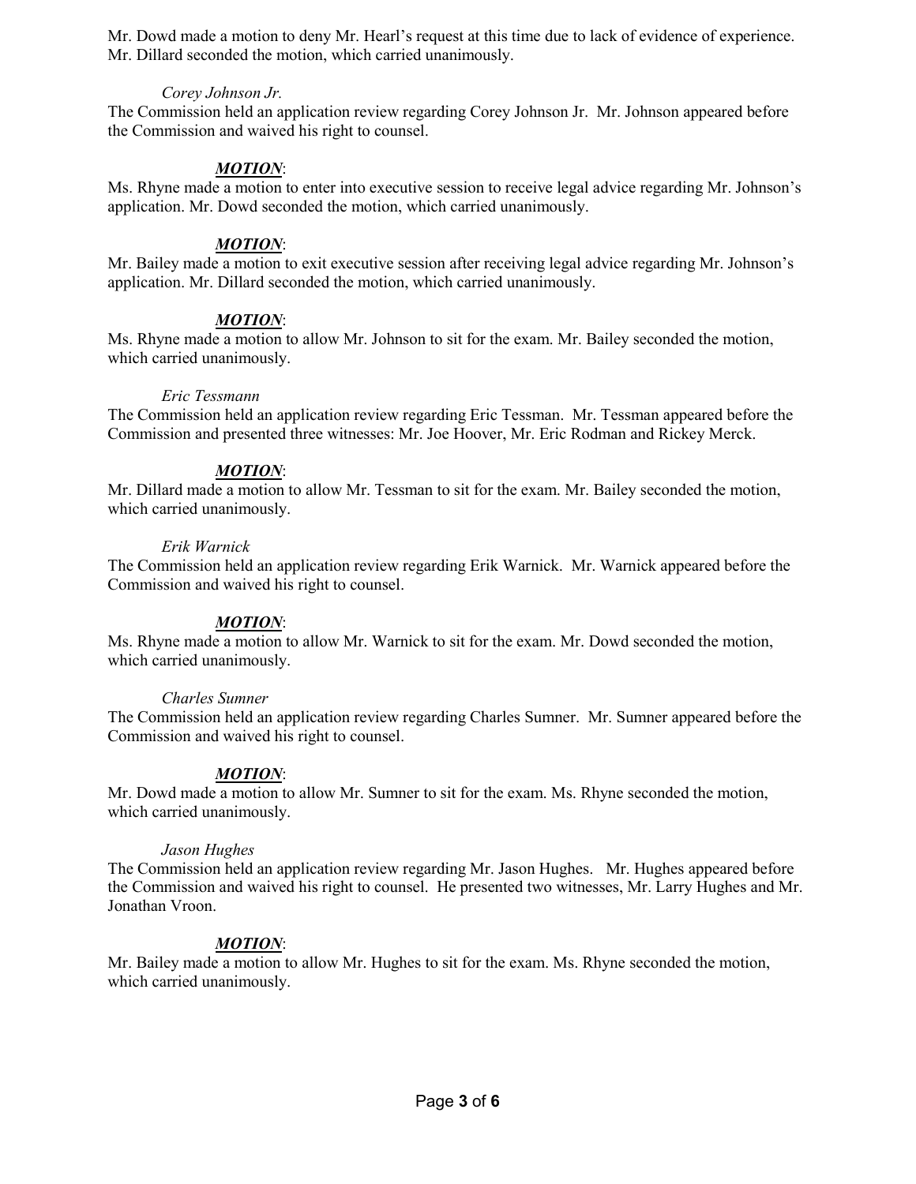Mr. Dowd made a motion to deny Mr. Hearl's request at this time due to lack of evidence of experience. Mr. Dillard seconded the motion, which carried unanimously.

*Corey Johnson Jr.*

The Commission held an application review regarding Corey Johnson Jr. Mr. Johnson appeared before the Commission and waived his right to counsel.

***MOTION***:

Ms. Rhyne made a motion to enter into executive session to receive legal advice regarding Mr. Johnson's application. Mr. Dowd seconded the motion, which carried unanimously.

***MOTION***:

Mr. Bailey made a motion to exit executive session after receiving legal advice regarding Mr. Johnson's application. Mr. Dillard seconded the motion, which carried unanimously.

***MOTION***:

Ms. Rhyne made a motion to allow Mr. Johnson to sit for the exam. Mr. Bailey seconded the motion, which carried unanimously.

*Eric Tessmann*

The Commission held an application review regarding Eric Tessman. Mr. Tessman appeared before the Commission and presented three witnesses: Mr. Joe Hoover, Mr. Eric Rodman and Rickey Merck.

***MOTION***:

Mr. Dillard made a motion to allow Mr. Tessman to sit for the exam. Mr. Bailey seconded the motion, which carried unanimously.

*Erik Warnick*

The Commission held an application review regarding Erik Warnick. Mr. Warnick appeared before the Commission and waived his right to counsel.

***MOTION***:

Ms. Rhyne made a motion to allow Mr. Warnick to sit for the exam. Mr. Dowd seconded the motion, which carried unanimously.

*Charles Sumner*

The Commission held an application review regarding Charles Sumner. Mr. Sumner appeared before the Commission and waived his right to counsel.

***MOTION***:

Mr. Dowd made a motion to allow Mr. Sumner to sit for the exam. Ms. Rhyne seconded the motion, which carried unanimously.

*Jason Hughes*

The Commission held an application review regarding Mr. Jason Hughes. Mr. Hughes appeared before the Commission and waived his right to counsel. He presented two witnesses, Mr. Larry Hughes and Mr. Jonathan Vroon.

***MOTION***:

Mr. Bailey made a motion to allow Mr. Hughes to sit for the exam. Ms. Rhyne seconded the motion, which carried unanimously.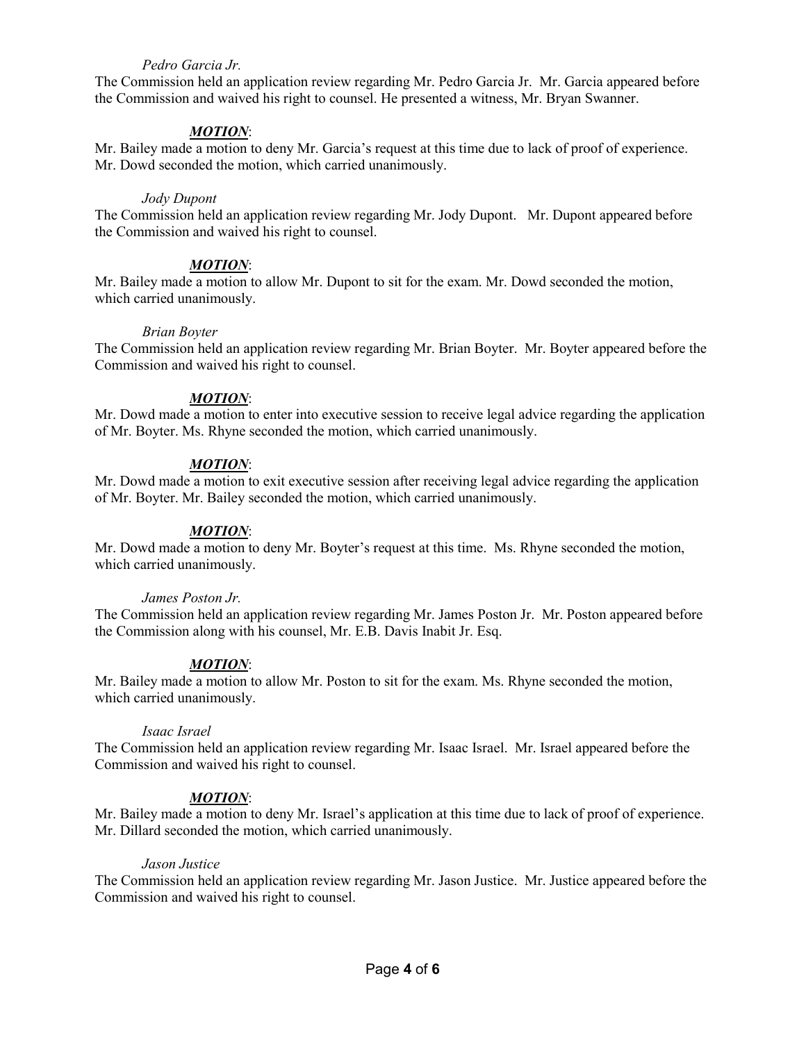*Pedro Garcia Jr.*

The Commission held an application review regarding Mr. Pedro Garcia Jr. Mr. Garcia appeared before the Commission and waived his right to counsel. He presented a witness, Mr. Bryan Swanner.

***MOTION***:

Mr. Bailey made a motion to deny Mr. Garcia's request at this time due to lack of proof of experience. Mr. Dowd seconded the motion, which carried unanimously.

*Jody Dupont*

The Commission held an application review regarding Mr. Jody Dupont. Mr. Dupont appeared before the Commission and waived his right to counsel.

***MOTION***:

Mr. Bailey made a motion to allow Mr. Dupont to sit for the exam. Mr. Dowd seconded the motion, which carried unanimously.

*Brian Boyter*

The Commission held an application review regarding Mr. Brian Boyter. Mr. Boyter appeared before the Commission and waived his right to counsel.

***MOTION***:

Mr. Dowd made a motion to enter into executive session to receive legal advice regarding the application of Mr. Boyter. Ms. Rhyne seconded the motion, which carried unanimously.

***MOTION***:

Mr. Dowd made a motion to exit executive session after receiving legal advice regarding the application of Mr. Boyter. Mr. Bailey seconded the motion, which carried unanimously.

***MOTION***:

Mr. Dowd made a motion to deny Mr. Boyter's request at this time. Ms. Rhyne seconded the motion, which carried unanimously.

*James Poston Jr.*

The Commission held an application review regarding Mr. James Poston Jr. Mr. Poston appeared before the Commission along with his counsel, Mr. E.B. Davis Inabit Jr. Esq.

***MOTION***:

Mr. Bailey made a motion to allow Mr. Poston to sit for the exam. Ms. Rhyne seconded the motion, which carried unanimously.

*Isaac Israel*

The Commission held an application review regarding Mr. Isaac Israel. Mr. Israel appeared before the Commission and waived his right to counsel.

***MOTION***:

Mr. Bailey made a motion to deny Mr. Israel's application at this time due to lack of proof of experience. Mr. Dillard seconded the motion, which carried unanimously.

*Jason Justice*

The Commission held an application review regarding Mr. Jason Justice. Mr. Justice appeared before the Commission and waived his right to counsel.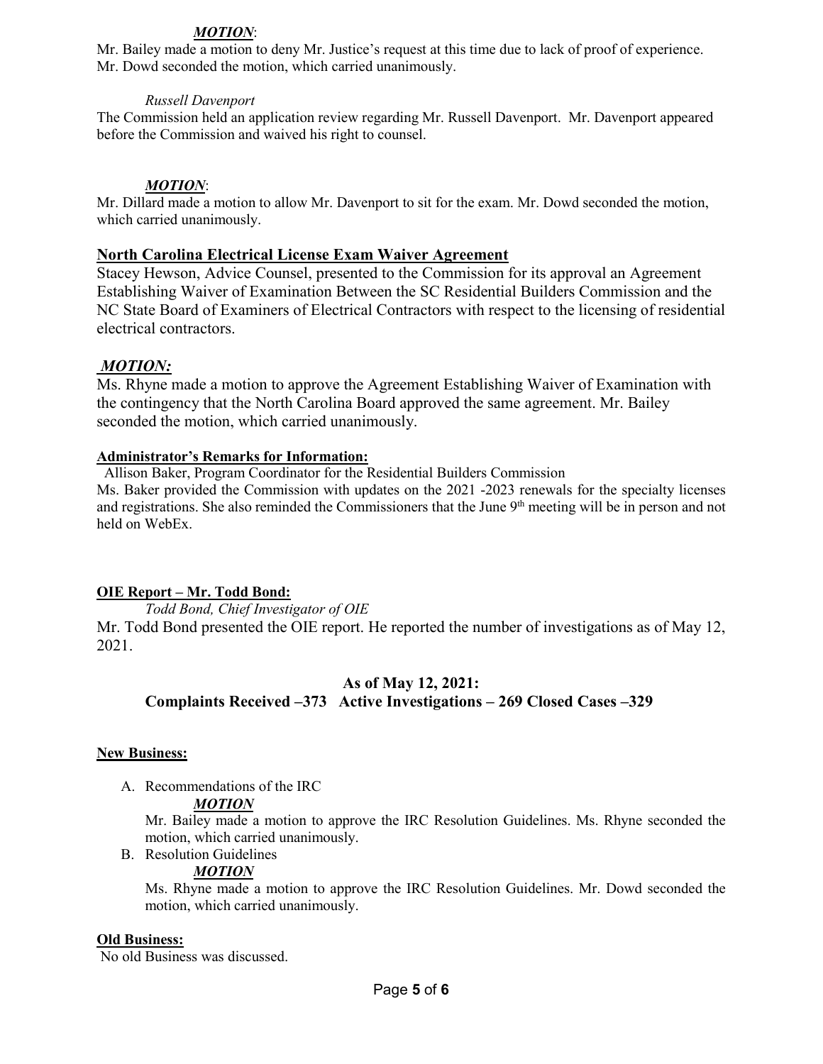***MOTION***:

Mr. Bailey made a motion to deny Mr. Justice's request at this time due to lack of proof of experience. Mr. Dowd seconded the motion, which carried unanimously.

*Russell Davenport*

The Commission held an application review regarding Mr. Russell Davenport. Mr. Davenport appeared before the Commission and waived his right to counsel.

***MOTION***:

Mr. Dillard made a motion to allow Mr. Davenport to sit for the exam. Mr. Dowd seconded the motion, which carried unanimously.

**North Carolina Electrical License Exam Waiver Agreement**

Stacey Hewson, Advice Counsel, presented to the Commission for its approval an Agreement Establishing Waiver of Examination Between the SC Residential Builders Commission and the NC State Board of Examiners of Electrical Contractors with respect to the licensing of residential electrical contractors.

***MOTION:***

Ms. Rhyne made a motion to approve the Agreement Establishing Waiver of Examination with the contingency that the North Carolina Board approved the same agreement. Mr. Bailey seconded the motion, which carried unanimously.

**Administrator's Remarks for Information:**

Allison Baker, Program Coordinator for the Residential Builders Commission

Ms. Baker provided the Commission with updates on the 2021 -2023 renewals for the specialty licenses and registrations. She also reminded the Commissioners that the June 9th meeting will be in person and not held on WebEx.

**OIE Report – Mr. Todd Bond:**

*Todd Bond, Chief Investigator of OIE*

Mr. Todd Bond presented the OIE report. He reported the number of investigations as of May 12, 2021.

**As of May 12, 2021:**
**Complaints Received –373 Active Investigations – 269 Closed Cases –329**

**New Business:**

A. Recommendations of the IRC

   ***MOTION***

   Mr. Bailey made a motion to approve the IRC Resolution Guidelines. Ms. Rhyne seconded the motion, which carried unanimously.

B. Resolution Guidelines

   ***MOTION***

   Ms. Rhyne made a motion to approve the IRC Resolution Guidelines. Mr. Dowd seconded the motion, which carried unanimously.

**Old Business:**

No old Business was discussed.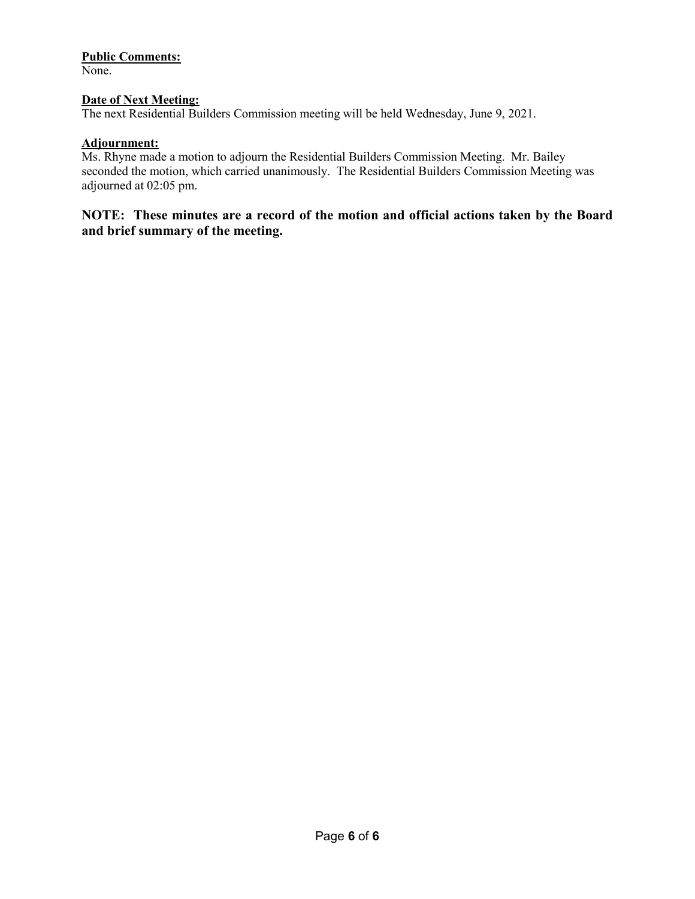**Public Comments:**
None.

**Date of Next Meeting:**
The next Residential Builders Commission meeting will be held Wednesday, June 9, 2021.

**Adjournment:**
Ms. Rhyne made a motion to adjourn the Residential Builders Commission Meeting. Mr. Bailey seconded the motion, which carried unanimously. The Residential Builders Commission Meeting was adjourned at 02:05 pm.

**NOTE: These minutes are a record of the motion and official actions taken by the Board and brief summary of the meeting.**